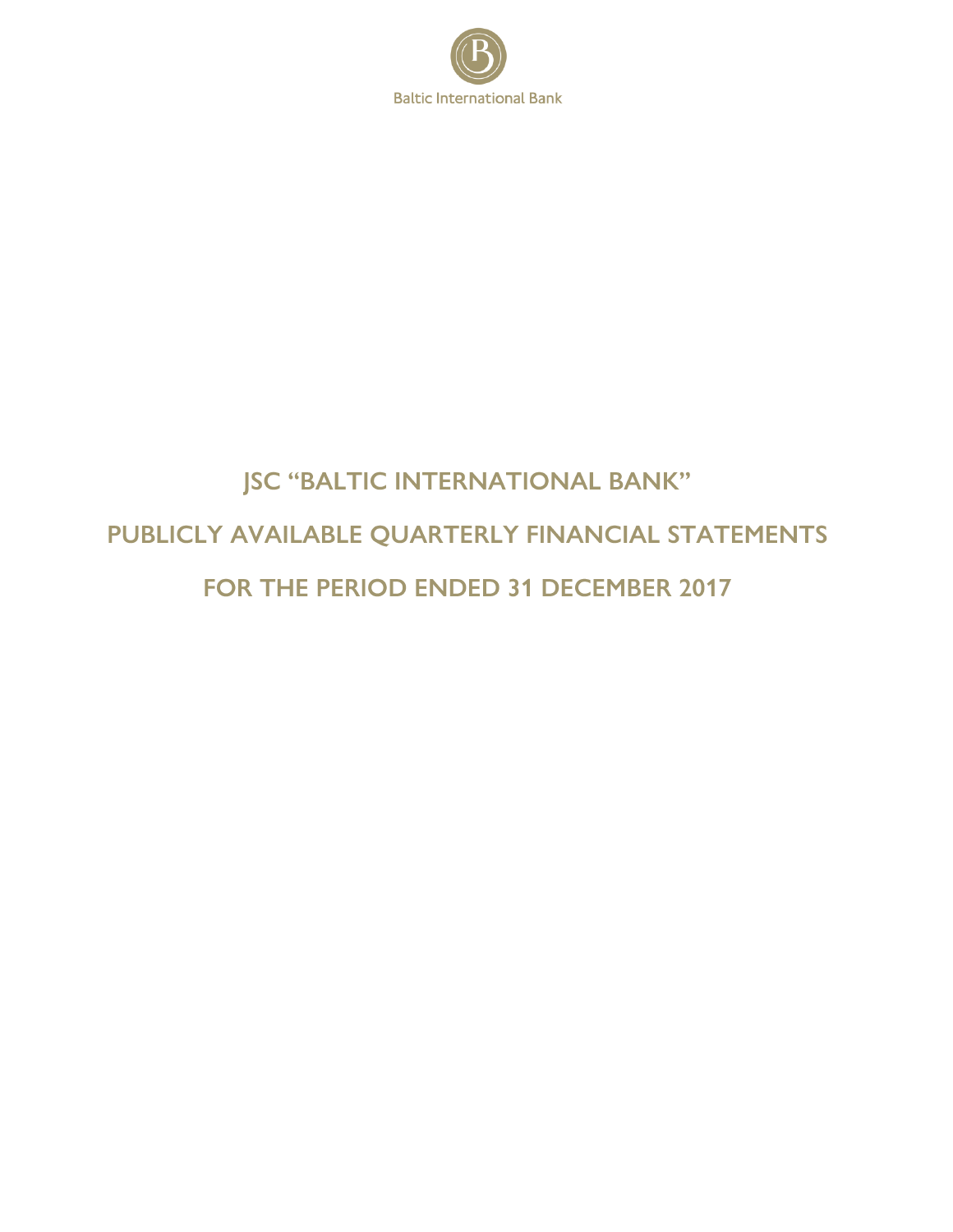Baltic International Bank

# JSC "BALTIC INTERNATIONAL BANK"

# PUBLICLY AVAILABLE QUARTERLY FINANCIAL STATEMENTS

# FOR THE PERIOD ENDED 31 DECEMBER 2017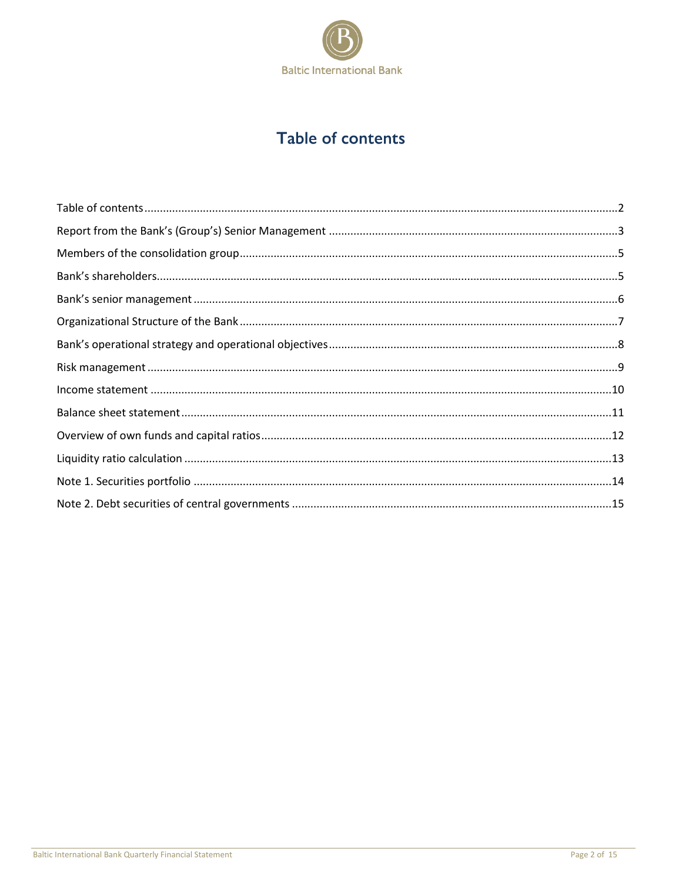# Table of contents

Table of contents ....................................................................................................................................2

Report from the Bank's (Group's) Senior Management ..............................................................................3

Members of the consolidation group..........................................................................................................5

Bank's shareholders....................................................................................................................................5

Bank's senior management .........................................................................................................................6

Organizational Structure of the Bank .........................................................................................................7

Bank's operational strategy and operational objectives.............................................................................8

Risk management ........................................................................................................................................9

Income statement .....................................................................................................................................10

Balance sheet statement...........................................................................................................................11

Overview of own funds and capital ratios.................................................................................................12

Liquidity ratio calculation ..........................................................................................................................13

Note 1. Securities portfolio .......................................................................................................................14

Note 2. Debt securities of central governments .......................................................................................15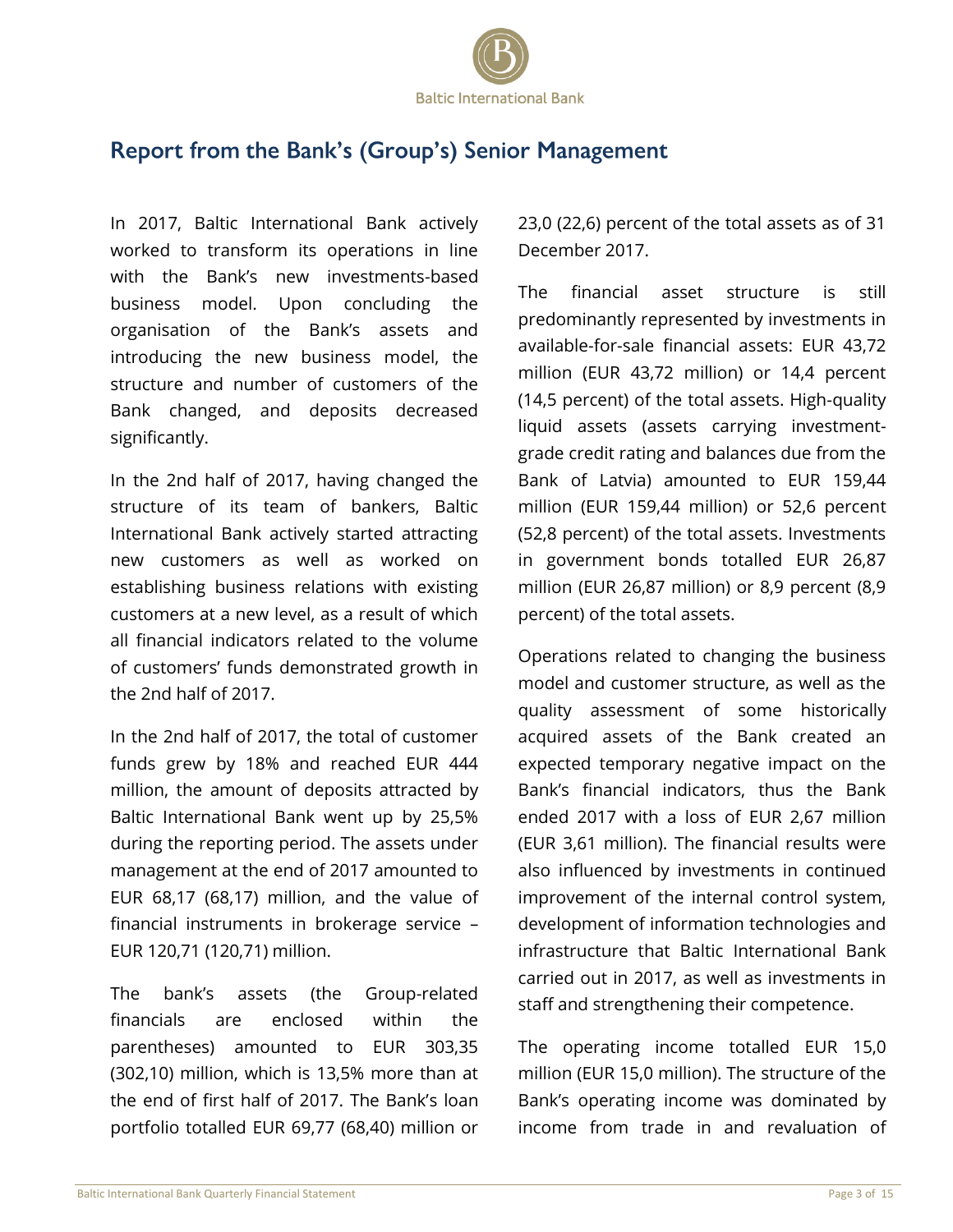# Report from the Bank's (Group's) Senior Management

In 2017, Baltic International Bank actively worked to transform its operations in line with the Bank's new investments-based business model. Upon concluding the organisation of the Bank's assets and introducing the new business model, the structure and number of customers of the Bank changed, and deposits decreased significantly.

In the 2nd half of 2017, having changed the structure of its team of bankers, Baltic International Bank actively started attracting new customers as well as worked on establishing business relations with existing customers at a new level, as a result of which all financial indicators related to the volume of customers' funds demonstrated growth in the 2nd half of 2017.

In the 2nd half of 2017, the total of customer funds grew by 18% and reached EUR 444 million, the amount of deposits attracted by Baltic International Bank went up by 25,5% during the reporting period. The assets under management at the end of 2017 amounted to EUR 68,17 (68,17) million, and the value of financial instruments in brokerage service – EUR 120,71 (120,71) million.

The bank's assets (the Group-related financials are enclosed within the parentheses) amounted to EUR 303,35 (302,10) million, which is 13,5% more than at the end of first half of 2017. The Bank's loan portfolio totalled EUR 69,77 (68,40) million or 23,0 (22,6) percent of the total assets as of 31 December 2017.

The financial asset structure is still predominantly represented by investments in available-for-sale financial assets: EUR 43,72 million (EUR 43,72 million) or 14,4 percent (14,5 percent) of the total assets. High-quality liquid assets (assets carrying investment-grade credit rating and balances due from the Bank of Latvia) amounted to EUR 159,44 million (EUR 159,44 million) or 52,6 percent (52,8 percent) of the total assets. Investments in government bonds totalled EUR 26,87 million (EUR 26,87 million) or 8,9 percent (8,9 percent) of the total assets.

Operations related to changing the business model and customer structure, as well as the quality assessment of some historically acquired assets of the Bank created an expected temporary negative impact on the Bank's financial indicators, thus the Bank ended 2017 with a loss of EUR 2,67 million (EUR 3,61 million). The financial results were also influenced by investments in continued improvement of the internal control system, development of information technologies and infrastructure that Baltic International Bank carried out in 2017, as well as investments in staff and strengthening their competence.

The operating income totalled EUR 15,0 million (EUR 15,0 million). The structure of the Bank's operating income was dominated by income from trade in and revaluation of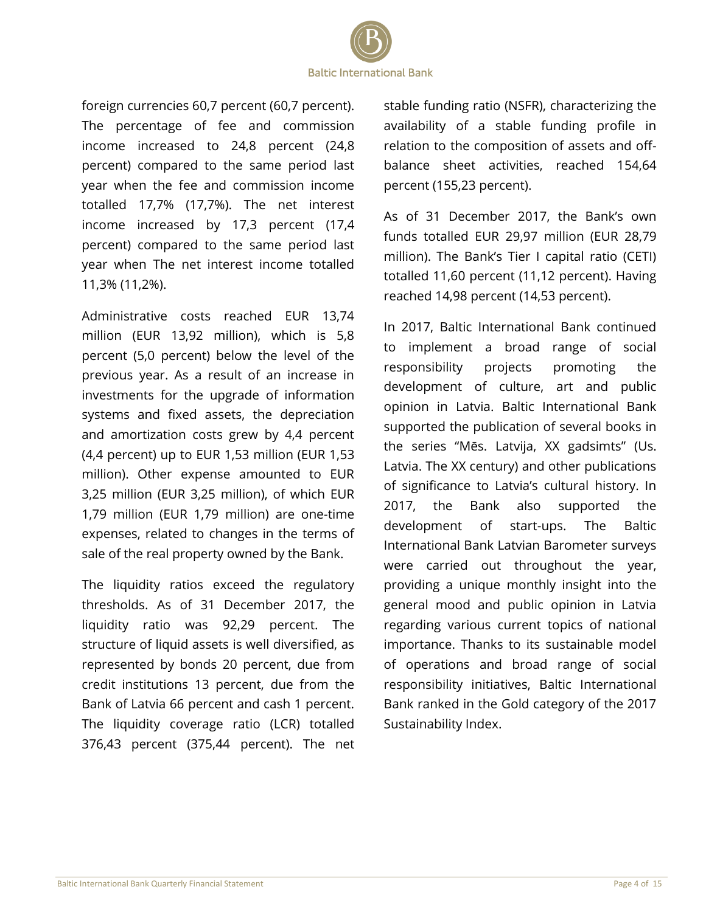foreign currencies 60,7 percent (60,7 percent). The percentage of fee and commission income increased to 24,8 percent (24,8 percent) compared to the same period last year when the fee and commission income totalled 17,7% (17,7%). The net interest income increased by 17,3 percent (17,4 percent) compared to the same period last year when The net interest income totalled 11,3% (11,2%).

Administrative costs reached EUR 13,74 million (EUR 13,92 million), which is 5,8 percent (5,0 percent) below the level of the previous year. As a result of an increase in investments for the upgrade of information systems and fixed assets, the depreciation and amortization costs grew by 4,4 percent (4,4 percent) up to EUR 1,53 million (EUR 1,53 million). Other expense amounted to EUR 3,25 million (EUR 3,25 million), of which EUR 1,79 million (EUR 1,79 million) are one-time expenses, related to changes in the terms of sale of the real property owned by the Bank.

The liquidity ratios exceed the regulatory thresholds. As of 31 December 2017, the liquidity ratio was 92,29 percent. The structure of liquid assets is well diversified, as represented by bonds 20 percent, due from credit institutions 13 percent, due from the Bank of Latvia 66 percent and cash 1 percent. The liquidity coverage ratio (LCR) totalled 376,43 percent (375,44 percent). The net stable funding ratio (NSFR), characterizing the availability of a stable funding profile in relation to the composition of assets and off-balance sheet activities, reached 154,64 percent (155,23 percent).

As of 31 December 2017, the Bank's own funds totalled EUR 29,97 million (EUR 28,79 million). The Bank's Tier I capital ratio (CETI) totalled 11,60 percent (11,12 percent). Having reached 14,98 percent (14,53 percent).

In 2017, Baltic International Bank continued to implement a broad range of social responsibility projects promoting the development of culture, art and public opinion in Latvia. Baltic International Bank supported the publication of several books in the series "Mēs. Latvija, XX gadsimts" (Us. Latvia. The XX century) and other publications of significance to Latvia's cultural history. In 2017, the Bank also supported the development of start-ups. The Baltic International Bank Latvian Barometer surveys were carried out throughout the year, providing a unique monthly insight into the general mood and public opinion in Latvia regarding various current topics of national importance. Thanks to its sustainable model of operations and broad range of social responsibility initiatives, Baltic International Bank ranked in the Gold category of the 2017 Sustainability Index.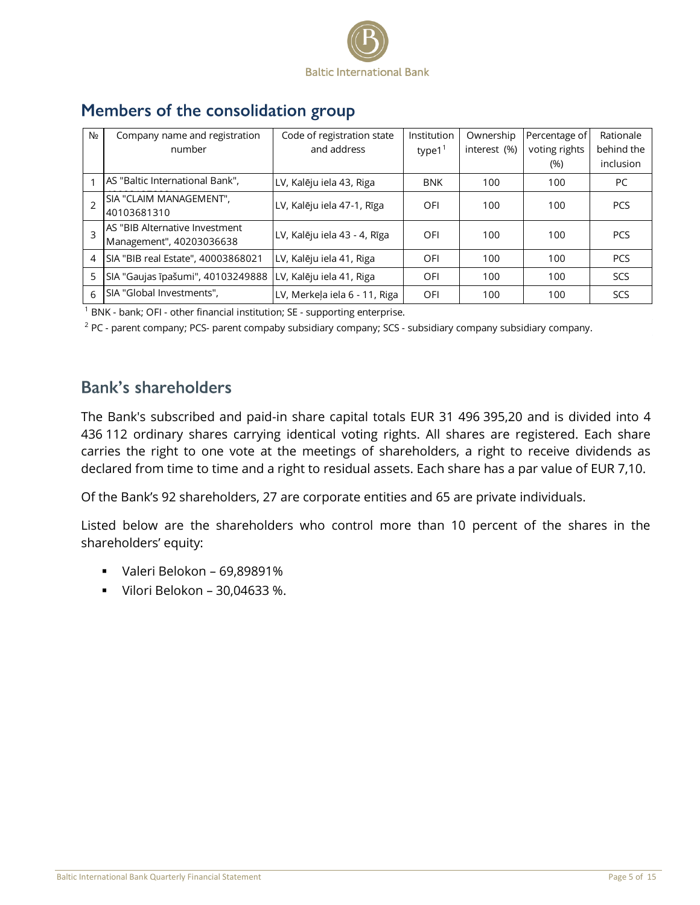## Members of the consolidation group

| № | Company name and registration number | Code of registration state and address | Institution type1[1] | Ownership interest (%) | Percentage of voting rights (%) | Rationale behind the inclusion |
|---|---|---|---|---|---|---|
| 1 | AS "Baltic International Bank", | LV, Kalēju iela 43, Riga | BNK | 100 | 100 | PC |
| 2 | SIA "CLAIM MANAGEMENT", 40103681310 | LV, Kalēju iela 47-1, Rīga | OFI | 100 | 100 | PCS |
| 3 | AS "BIB Alternative Investment Management", 40203036638 | LV, Kalēju iela 43 - 4, Rīga | OFI | 100 | 100 | PCS |
| 4 | SIA "BIB real Estate", 40003868021 | LV, Kalēju iela 41, Riga | OFI | 100 | 100 | PCS |
| 5 | SIA "Gaujas īpašumi", 40103249888 | LV, Kalēju iela 41, Riga | OFI | 100 | 100 | SCS |
| 6 | SIA "Global Investments", | LV, Merkeļa iela 6 - 11, Riga | OFI | 100 | 100 | SCS |

[1] BNK - bank; OFI - other financial institution; SE - supporting enterprise.

[2] PC - parent company; PCS- parent compaby subsidiary company; SCS - subsidiary company subsidiary company.

## Bank's shareholders

The Bank's subscribed and paid-in share capital totals EUR 31 496 395,20 and is divided into 4 436 112 ordinary shares carrying identical voting rights. All shares are registered. Each share carries the right to one vote at the meetings of shareholders, a right to receive dividends as declared from time to time and a right to residual assets. Each share has a par value of EUR 7,10.

Of the Bank's 92 shareholders, 27 are corporate entities and 65 are private individuals.

Listed below are the shareholders who control more than 10 percent of the shares in the shareholders' equity:

- Valeri Belokon – 69,89891%
- Vilori Belokon – 30,04633 %.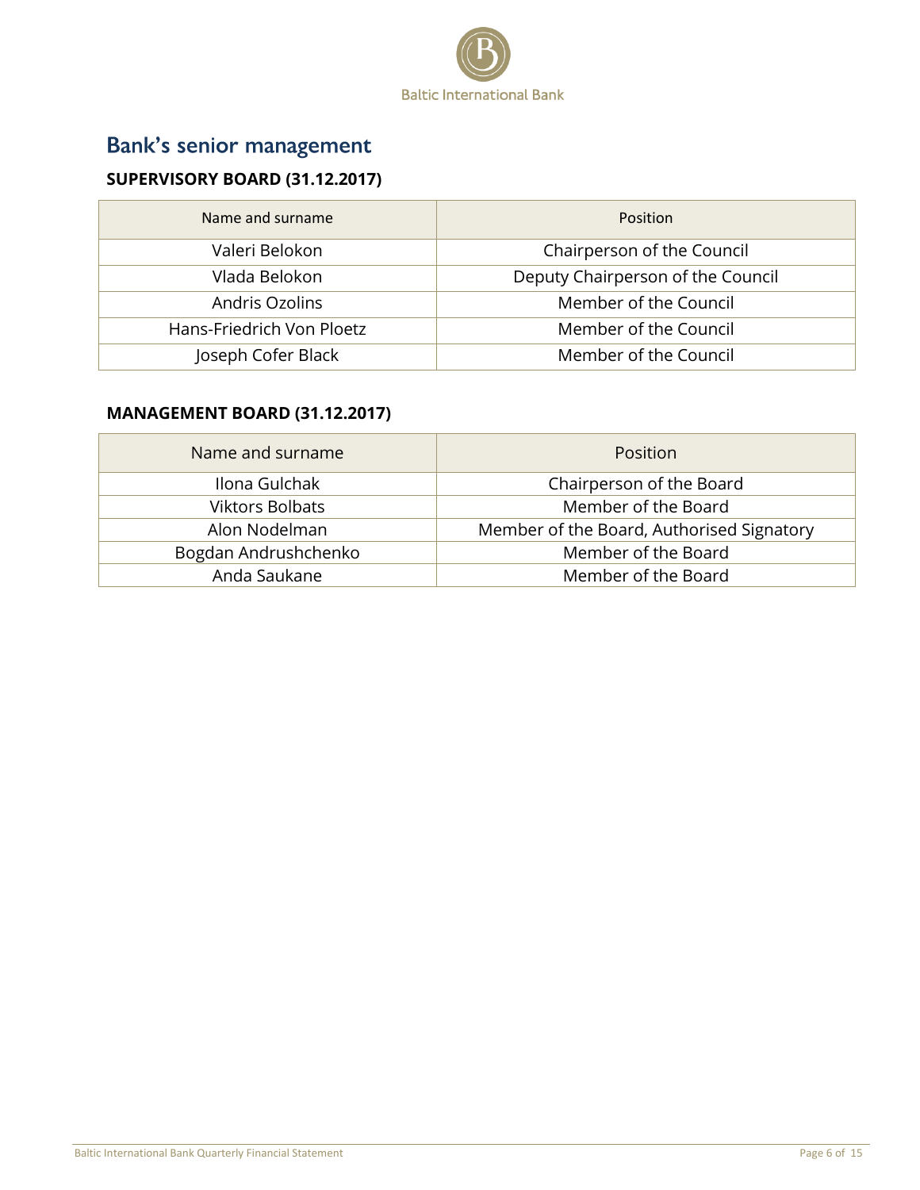## Bank's senior management

### SUPERVISORY BOARD (31.12.2017)

| Name and surname | Position |
|---|---|
| Valeri Belokon | Chairperson of the Council |
| Vlada Belokon | Deputy Chairperson of the Council |
| Andris Ozolins | Member of the Council |
| Hans-Friedrich Von Ploetz | Member of the Council |
| Joseph Cofer Black | Member of the Council |

### MANAGEMENT BOARD (31.12.2017)

| Name and surname | Position |
|---|---|
| Ilona Gulchak | Chairperson of the Board |
| Viktors Bolbats | Member of the Board |
| Alon Nodelman | Member of the Board, Authorised Signatory |
| Bogdan Andrushchenko | Member of the Board |
| Anda Saukane | Member of the Board |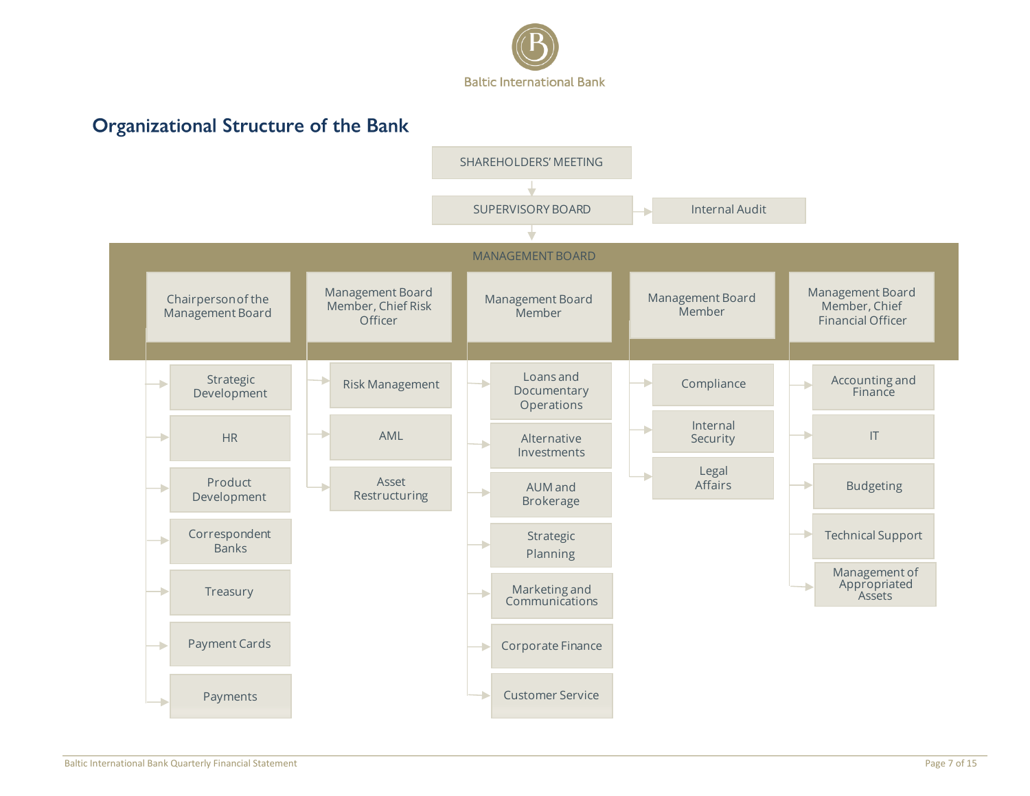## Organizational Structure of the Bank

- SHAREHOLDERS' MEETING
  - SUPERVISORY BOARD
    - Internal Audit
    - MANAGEMENT BOARD
      - Chairperson of the Management Board
        - Strategic Development
        - HR
        - Product Development
        - Correspondent Banks
        - Treasury
        - Payment Cards
        - Payments
      - Management Board Member, Chief Risk Officer
        - Risk Management
        - AML
        - Asset Restructuring
      - Management Board Member
        - Loans and Documentary Operations
        - Alternative Investments
        - AUM and Brokerage
        - Strategic Planning
        - Marketing and Communications
        - Corporate Finance
        - Customer Service
      - Management Board Member
        - Compliance
        - Internal Security
        - Legal Affairs
      - Management Board Member, Chief Financial Officer
        - Accounting and Finance
        - IT
        - Budgeting
        - Technical Support
        - Management of Appropriated Assets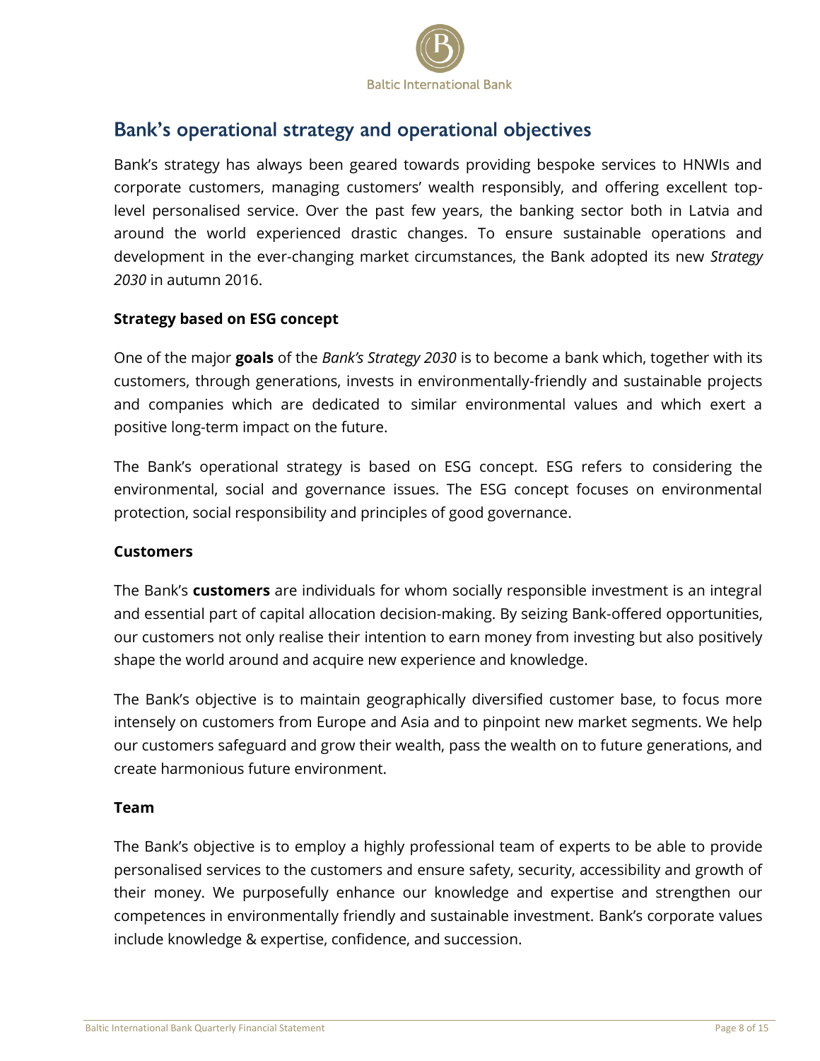## Bank's operational strategy and operational objectives

Bank's strategy has always been geared towards providing bespoke services to HNWIs and corporate customers, managing customers' wealth responsibly, and offering excellent top-level personalised service. Over the past few years, the banking sector both in Latvia and around the world experienced drastic changes. To ensure sustainable operations and development in the ever-changing market circumstances, the Bank adopted its new *Strategy 2030* in autumn 2016.

**Strategy based on ESG concept**

One of the major **goals** of the *Bank's Strategy 2030* is to become a bank which, together with its customers, through generations, invests in environmentally-friendly and sustainable projects and companies which are dedicated to similar environmental values and which exert a positive long-term impact on the future.

The Bank's operational strategy is based on ESG concept. ESG refers to considering the environmental, social and governance issues. The ESG concept focuses on environmental protection, social responsibility and principles of good governance.

**Customers**

The Bank's **customers** are individuals for whom socially responsible investment is an integral and essential part of capital allocation decision-making. By seizing Bank-offered opportunities, our customers not only realise their intention to earn money from investing but also positively shape the world around and acquire new experience and knowledge.

The Bank's objective is to maintain geographically diversified customer base, to focus more intensely on customers from Europe and Asia and to pinpoint new market segments. We help our customers safeguard and grow their wealth, pass the wealth on to future generations, and create harmonious future environment.

**Team**

The Bank's objective is to employ a highly professional team of experts to be able to provide personalised services to the customers and ensure safety, security, accessibility and growth of their money. We purposefully enhance our knowledge and expertise and strengthen our competences in environmentally friendly and sustainable investment. Bank's corporate values include knowledge & expertise, confidence, and succession.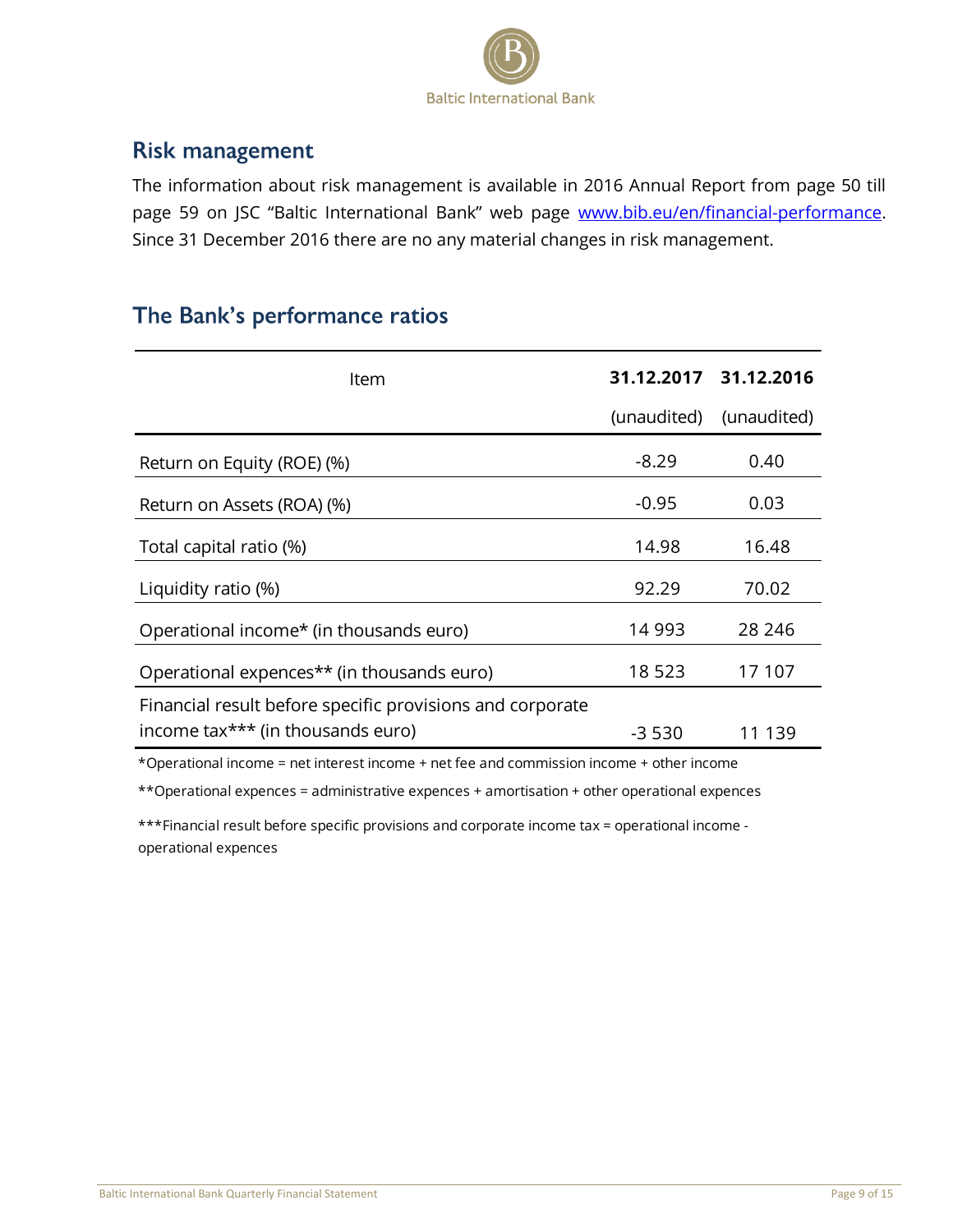## Risk management

The information about risk management is available in 2016 Annual Report from page 50 till page 59 on JSC “Baltic International Bank” web page www.bib.eu/en/financial-performance. Since 31 December 2016 there are no any material changes in risk management.

## The Bank’s performance ratios

| Item | **31.12.2017** (unaudited) | **31.12.2016** (unaudited) |
|---|---|---|
| Return on Equity (ROE) (%) | -8.29 | 0.40 |
| Return on Assets (ROA) (%) | -0.95 | 0.03 |
| Total capital ratio (%) | 14.98 | 16.48 |
| Liquidity ratio (%) | 92.29 | 70.02 |
| Operational income* (in thousands euro) | 14 993 | 28 246 |
| Operational expences** (in thousands euro) | 18 523 | 17 107 |
| Financial result before specific provisions and corporate income tax*** (in thousands euro) | -3 530 | 11 139 |

*Operational income = net interest income + net fee and commission income + other income

**Operational expences = administrative expences + amortisation + other operational expences

***Financial result before specific provisions and corporate income tax = operational income - operational expences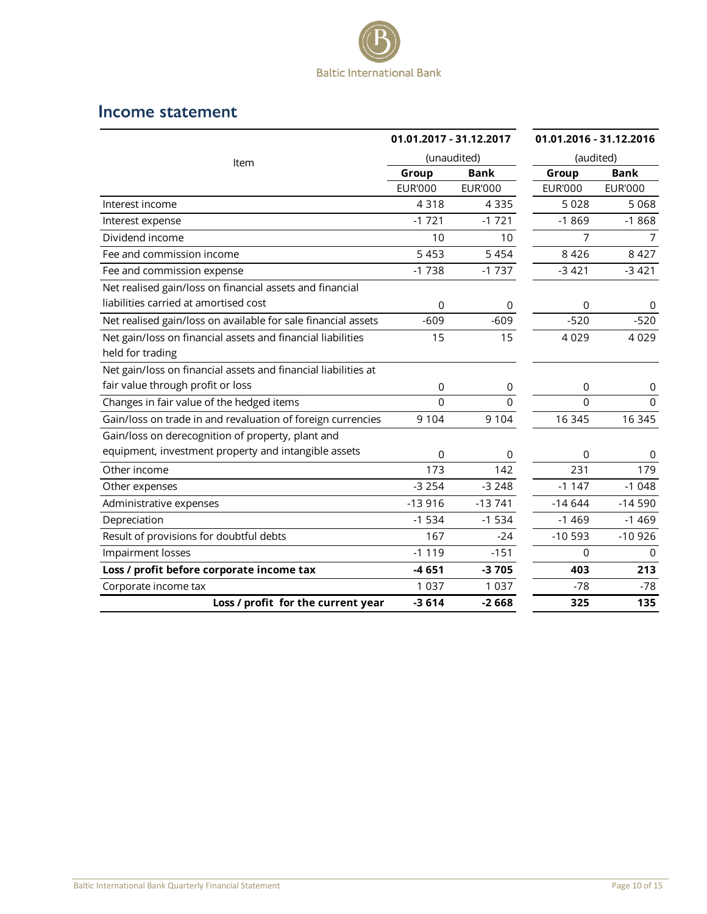## Income statement

| Item | 01.01.2017 - 31.12.2017 | | 01.01.2016 - 31.12.2016 | |
|---|---|---|---|---|
| | (unaudited) | | (audited) | |
| | Group | Bank | Group | Bank |
| | EUR'000 | EUR'000 | EUR'000 | EUR'000 |
| Interest income | 4 318 | 4 335 | 5 028 | 5 068 |
| Interest expense | -1 721 | -1 721 | -1 869 | -1 868 |
| Dividend income | 10 | 10 | 7 | 7 |
| Fee and commission income | 5 453 | 5 454 | 8 426 | 8 427 |
| Fee and commission expense | -1 738 | -1 737 | -3 421 | -3 421 |
| Net realised gain/loss on financial assets and financial liabilities carried at amortised cost | 0 | 0 | 0 | 0 |
| Net realised gain/loss on available for sale financial assets | -609 | -609 | -520 | -520 |
| Net gain/loss on financial assets and financial liabilities held for trading | 15 | 15 | 4 029 | 4 029 |
| Net gain/loss on financial assets and financial liabilities at fair value through profit or loss | 0 | 0 | 0 | 0 |
| Changes in fair value of the hedged items | 0 | 0 | 0 | 0 |
| Gain/loss on trade in and revaluation of foreign currencies | 9 104 | 9 104 | 16 345 | 16 345 |
| Gain/loss on derecognition of property, plant and equipment, investment property and intangible assets | 0 | 0 | 0 | 0 |
| Other income | 173 | 142 | 231 | 179 |
| Other expenses | -3 254 | -3 248 | -1 147 | -1 048 |
| Administrative expenses | -13 916 | -13 741 | -14 644 | -14 590 |
| Depreciation | -1 534 | -1 534 | -1 469 | -1 469 |
| Result of provisions for doubtful debts | 167 | -24 | -10 593 | -10 926 |
| Impairment losses | -1 119 | -151 | 0 | 0 |
| **Loss / profit before corporate income tax** | **-4 651** | **-3 705** | **403** | **213** |
| Corporate income tax | 1 037 | 1 037 | -78 | -78 |
| **Loss / profit for the current year** | **-3 614** | **-2 668** | **325** | **135** |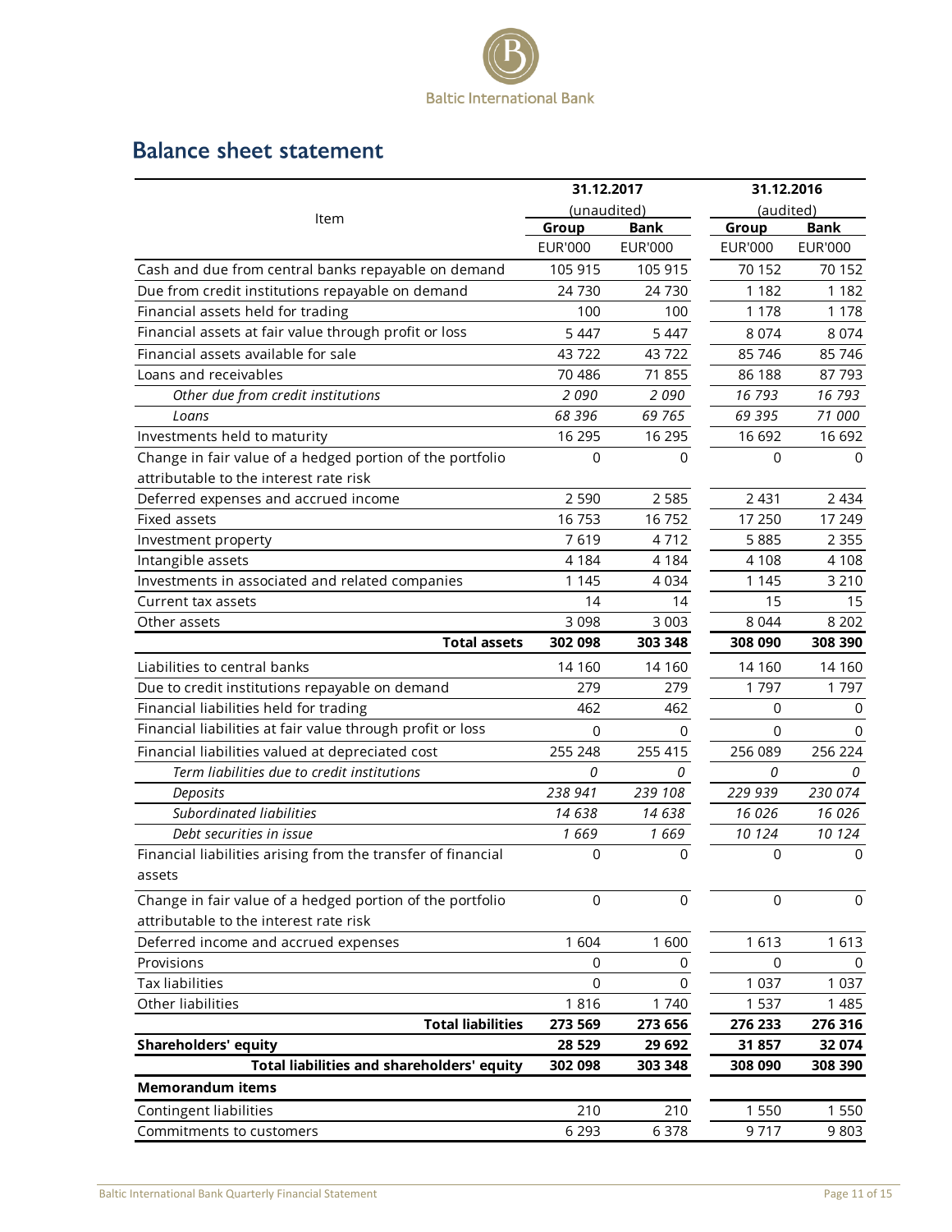# Balance sheet statement

| Item | 31.12.2017 (unaudited) | | 31.12.2016 (audited) | |
|---|---|---|---|---|
| | Group | Bank | Group | Bank |
| | EUR'000 | EUR'000 | EUR'000 | EUR'000 |
| Cash and due from central banks repayable on demand | 105 915 | 105 915 | 70 152 | 70 152 |
| Due from credit institutions repayable on demand | 24 730 | 24 730 | 1 182 | 1 182 |
| Financial assets held for trading | 100 | 100 | 1 178 | 1 178 |
| Financial assets at fair value through profit or loss | 5 447 | 5 447 | 8 074 | 8 074 |
| Financial assets available for sale | 43 722 | 43 722 | 85 746 | 85 746 |
| Loans and receivables | 70 486 | 71 855 | 86 188 | 87 793 |
| *Other due from credit institutions* | *2 090* | *2 090* | *16 793* | *16 793* |
| *Loans* | *68 396* | *69 765* | *69 395* | *71 000* |
| Investments held to maturity | 16 295 | 16 295 | 16 692 | 16 692 |
| Change in fair value of a hedged portion of the portfolio attributable to the interest rate risk | 0 | 0 | 0 | 0 |
| Deferred expenses and accrued income | 2 590 | 2 585 | 2 431 | 2 434 |
| Fixed assets | 16 753 | 16 752 | 17 250 | 17 249 |
| Investment property | 7 619 | 4 712 | 5 885 | 2 355 |
| Intangible assets | 4 184 | 4 184 | 4 108 | 4 108 |
| Investments in associated and related companies | 1 145 | 4 034 | 1 145 | 3 210 |
| Current tax assets | 14 | 14 | 15 | 15 |
| Other assets | 3 098 | 3 003 | 8 044 | 8 202 |
| **Total assets** | **302 098** | **303 348** | **308 090** | **308 390** |
| Liabilities to central banks | 14 160 | 14 160 | 14 160 | 14 160 |
| Due to credit institutions repayable on demand | 279 | 279 | 1 797 | 1 797 |
| Financial liabilities held for trading | 462 | 462 | 0 | 0 |
| Financial liabilities at fair value through profit or loss | 0 | 0 | 0 | 0 |
| Financial liabilities valued at depreciated cost | 255 248 | 255 415 | 256 089 | 256 224 |
| *Term liabilities due to credit institutions* | *0* | *0* | *0* | *0* |
| *Deposits* | *238 941* | *239 108* | *229 939* | *230 074* |
| *Subordinated liabilities* | *14 638* | *14 638* | *16 026* | *16 026* |
| *Debt securities in issue* | *1 669* | *1 669* | *10 124* | *10 124* |
| Financial liabilities arising from the transfer of financial assets | 0 | 0 | 0 | 0 |
| Change in fair value of a hedged portion of the portfolio attributable to the interest rate risk | 0 | 0 | 0 | 0 |
| Deferred income and accrued expenses | 1 604 | 1 600 | 1 613 | 1 613 |
| Provisions | 0 | 0 | 0 | 0 |
| Tax liabilities | 0 | 0 | 1 037 | 1 037 |
| Other liabilities | 1 816 | 1 740 | 1 537 | 1 485 |
| **Total liabilities** | **273 569** | **273 656** | **276 233** | **276 316** |
| **Shareholders' equity** | **28 529** | **29 692** | **31 857** | **32 074** |
| **Total liabilities and shareholders' equity** | **302 098** | **303 348** | **308 090** | **308 390** |
| **Memorandum items** | | | | |
| Contingent liabilities | 210 | 210 | 1 550 | 1 550 |
| Commitments to customers | 6 293 | 6 378 | 9 717 | 9 803 |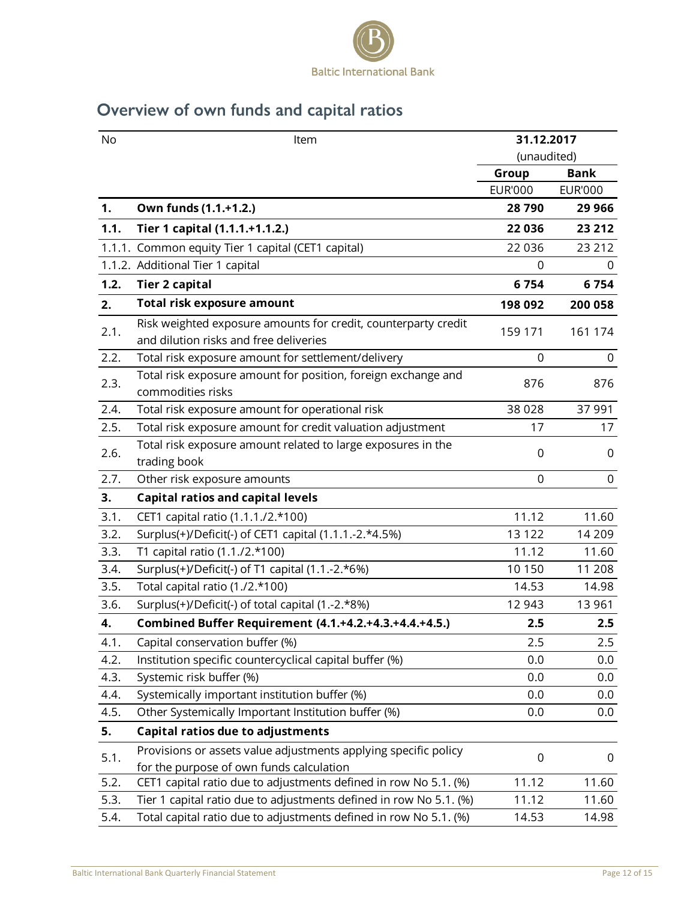## Overview of own funds and capital ratios

| No | Item | 31.12.2017 (unaudited) | |
|---|---|---|---|
| | | **Group** | **Bank** |
| | | EUR'000 | EUR'000 |
| **1.** | **Own funds (1.1.+1.2.)** | **28 790** | **29 966** |
| **1.1.** | **Tier 1 capital (1.1.1.+1.1.2.)** | **22 036** | **23 212** |
| 1.1.1. | Common equity Tier 1 capital (CET1 capital) | 22 036 | 23 212 |
| 1.1.2. | Additional Tier 1 capital | 0 | 0 |
| **1.2.** | **Tier 2 capital** | **6 754** | **6 754** |
| **2.** | **Total risk exposure amount** | **198 092** | **200 058** |
| 2.1. | Risk weighted exposure amounts for credit, counterparty credit and dilution risks and free deliveries | 159 171 | 161 174 |
| 2.2. | Total risk exposure amount for settlement/delivery | 0 | 0 |
| 2.3. | Total risk exposure amount for position, foreign exchange and commodities risks | 876 | 876 |
| 2.4. | Total risk exposure amount for operational risk | 38 028 | 37 991 |
| 2.5. | Total risk exposure amount for credit valuation adjustment | 17 | 17 |
| 2.6. | Total risk exposure amount related to large exposures in the trading book | 0 | 0 |
| 2.7. | Other risk exposure amounts | 0 | 0 |
| **3.** | **Capital ratios and capital levels** | | |
| 3.1. | CET1 capital ratio (1.1.1./2.*100) | 11.12 | 11.60 |
| 3.2. | Surplus(+)/Deficit(-) of CET1 capital (1.1.1.-2.*4.5%) | 13 122 | 14 209 |
| 3.3. | T1 capital ratio (1.1./2.*100) | 11.12 | 11.60 |
| 3.4. | Surplus(+)/Deficit(-) of T1 capital (1.1.-2.*6%) | 10 150 | 11 208 |
| 3.5. | Total capital ratio (1./2.*100) | 14.53 | 14.98 |
| 3.6. | Surplus(+)/Deficit(-) of total capital (1.-2.*8%) | 12 943 | 13 961 |
| **4.** | **Combined Buffer Requirement (4.1.+4.2.+4.3.+4.4.+4.5.)** | **2.5** | **2.5** |
| 4.1. | Capital conservation buffer (%) | 2.5 | 2.5 |
| 4.2. | Institution specific countercyclical capital buffer (%) | 0.0 | 0.0 |
| 4.3. | Systemic risk buffer (%) | 0.0 | 0.0 |
| 4.4. | Systemically important institution buffer (%) | 0.0 | 0.0 |
| 4.5. | Other Systemically Important Institution buffer (%) | 0.0 | 0.0 |
| **5.** | **Capital ratios due to adjustments** | | |
| 5.1. | Provisions or assets value adjustments applying specific policy for the purpose of own funds calculation | 0 | 0 |
| 5.2. | CET1 capital ratio due to adjustments defined in row No 5.1. (%) | 11.12 | 11.60 |
| 5.3. | Tier 1 capital ratio due to adjustments defined in row No 5.1. (%) | 11.12 | 11.60 |
| 5.4. | Total capital ratio due to adjustments defined in row No 5.1. (%) | 14.53 | 14.98 |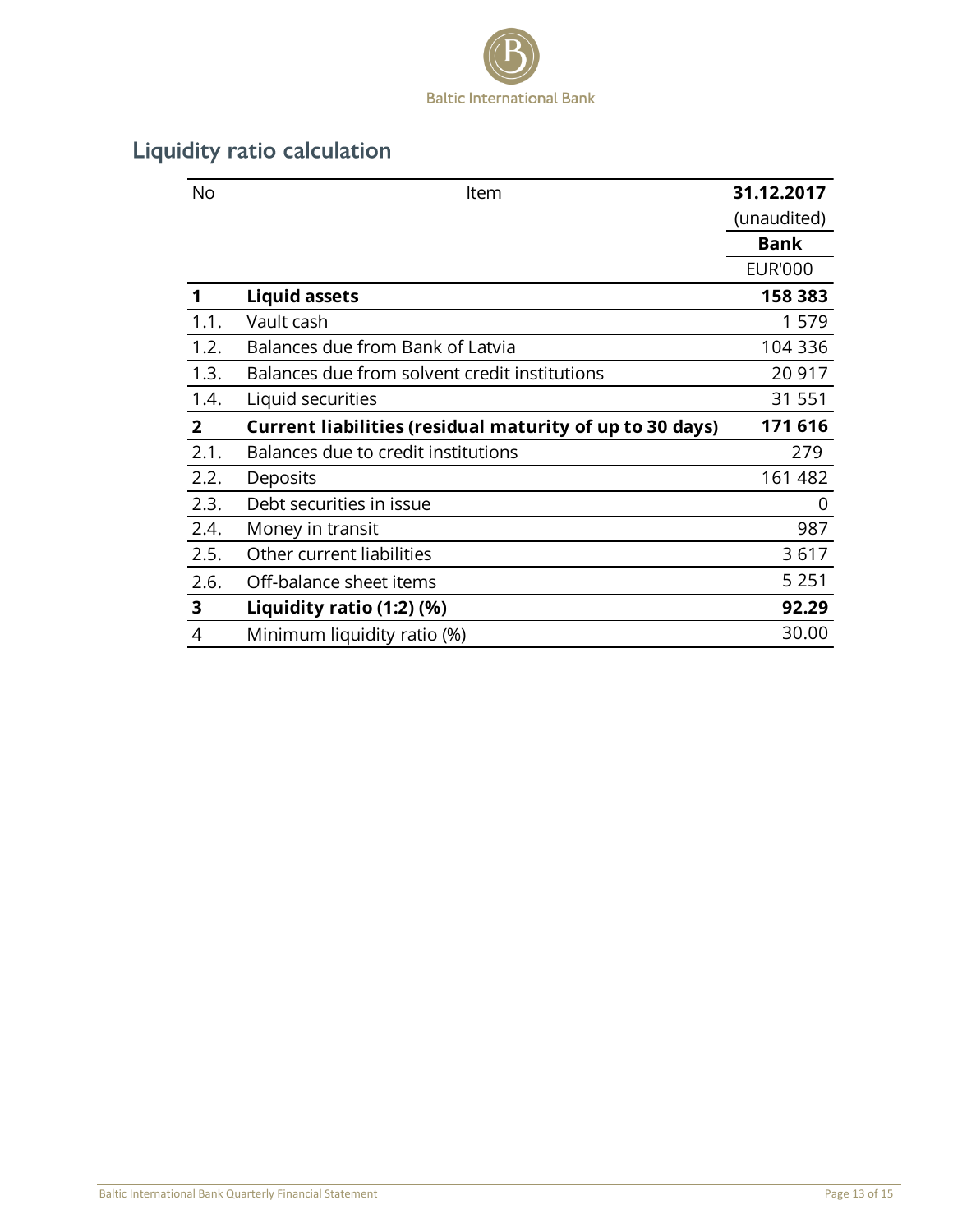## Liquidity ratio calculation

| No | Item | 31.12.2017 (unaudited) Bank EUR'000 |
|---|---|---|
| **1** | **Liquid assets** | **158 383** |
| 1.1. | Vault cash | 1 579 |
| 1.2. | Balances due from Bank of Latvia | 104 336 |
| 1.3. | Balances due from solvent credit institutions | 20 917 |
| 1.4. | Liquid securities | 31 551 |
| **2** | **Current liabilities (residual maturity of up to 30 days)** | **171 616** |
| 2.1. | Balances due to credit institutions | 279 |
| 2.2. | Deposits | 161 482 |
| 2.3. | Debt securities in issue | 0 |
| 2.4. | Money in transit | 987 |
| 2.5. | Other current liabilities | 3 617 |
| 2.6. | Off-balance sheet items | 5 251 |
| **3** | **Liquidity ratio (1:2) (%)** | **92.29** |
| 4 | Minimum liquidity ratio (%) | 30.00 |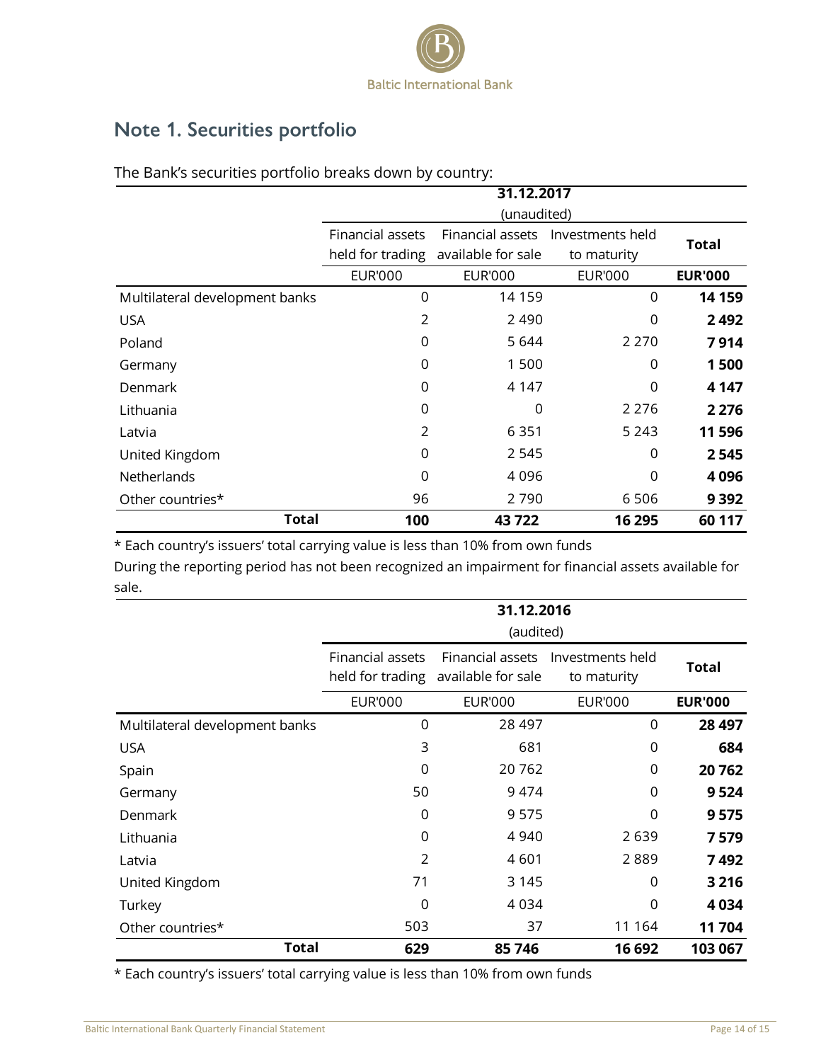## Note 1. Securities portfolio

The Bank's securities portfolio breaks down by country:

| | 31.12.2017 (unaudited) | | | |
|---|---|---|---|---|
| | Financial assets held for trading | Financial assets available for sale | Investments held to maturity | **Total** |
| | EUR'000 | EUR'000 | EUR'000 | **EUR'000** |
| Multilateral development banks | 0 | 14 159 | 0 | **14 159** |
| USA | 2 | 2 490 | 0 | **2 492** |
| Poland | 0 | 5 644 | 2 270 | **7 914** |
| Germany | 0 | 1 500 | 0 | **1 500** |
| Denmark | 0 | 4 147 | 0 | **4 147** |
| Lithuania | 0 | 0 | 2 276 | **2 276** |
| Latvia | 2 | 6 351 | 5 243 | **11 596** |
| United Kingdom | 0 | 2 545 | 0 | **2 545** |
| Netherlands | 0 | 4 096 | 0 | **4 096** |
| Other countries* | 96 | 2 790 | 6 506 | **9 392** |
| **Total** | **100** | **43 722** | **16 295** | **60 117** |

\* Each country's issuers' total carrying value is less than 10% from own funds

During the reporting period has not been recognized an impairment for financial assets available for sale.

| | 31.12.2016 (audited) | | | |
|---|---|---|---|---|
| | Financial assets held for trading | Financial assets available for sale | Investments held to maturity | **Total** |
| | EUR'000 | EUR'000 | EUR'000 | **EUR'000** |
| Multilateral development banks | 0 | 28 497 | 0 | **28 497** |
| USA | 3 | 681 | 0 | **684** |
| Spain | 0 | 20 762 | 0 | **20 762** |
| Germany | 50 | 9 474 | 0 | **9 524** |
| Denmark | 0 | 9 575 | 0 | **9 575** |
| Lithuania | 0 | 4 940 | 2 639 | **7 579** |
| Latvia | 2 | 4 601 | 2 889 | **7 492** |
| United Kingdom | 71 | 3 145 | 0 | **3 216** |
| Turkey | 0 | 4 034 | 0 | **4 034** |
| Other countries* | 503 | 37 | 11 164 | **11 704** |
| **Total** | **629** | **85 746** | **16 692** | **103 067** |

\* Each country's issuers' total carrying value is less than 10% from own funds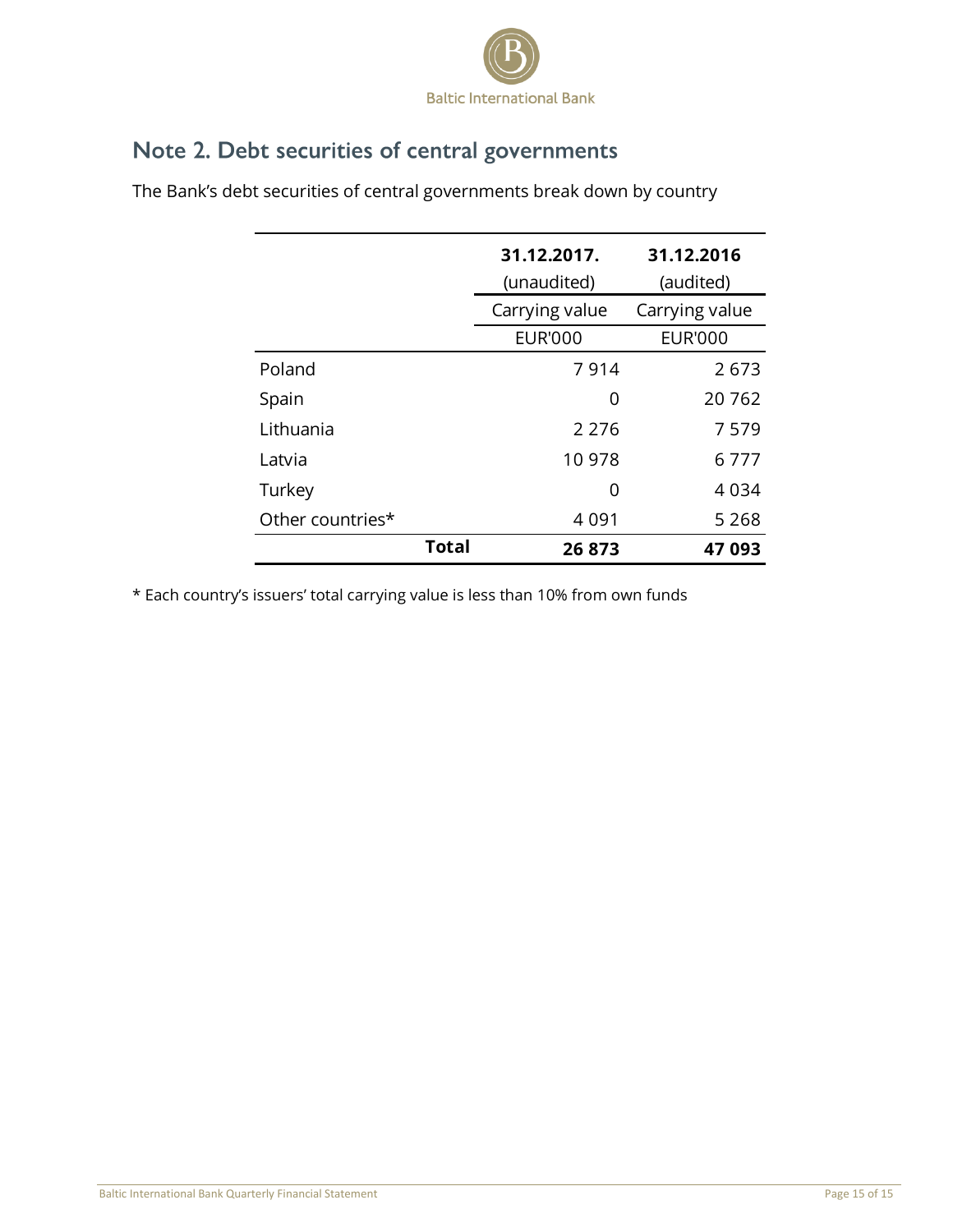## Note 2. Debt securities of central governments

The Bank's debt securities of central governments break down by country

| | 31.12.2017. (unaudited) | 31.12.2016 (audited) |
|---|---|---|
| | Carrying value | Carrying value |
| | EUR'000 | EUR'000 |
| Poland | 7 914 | 2 673 |
| Spain | 0 | 20 762 |
| Lithuania | 2 276 | 7 579 |
| Latvia | 10 978 | 6 777 |
| Turkey | 0 | 4 034 |
| Other countries* | 4 091 | 5 268 |
| **Total** | **26 873** | **47 093** |

* Each country's issuers' total carrying value is less than 10% from own funds